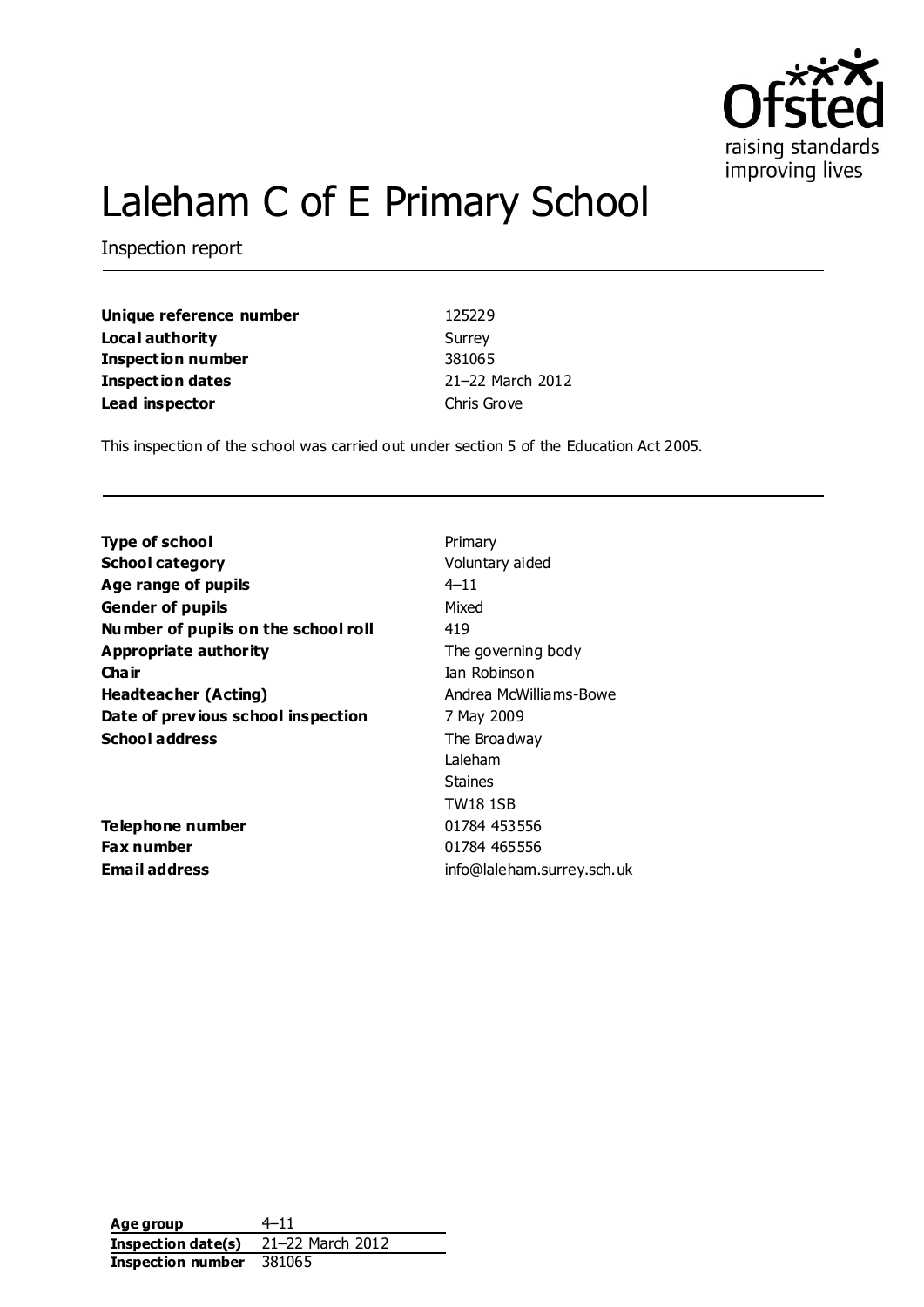# Laleham C of E Primary School

Inspection report

| | |
|---|---|
| **Unique reference number** | 125229 |
| **Local authority** | Surrey |
| **Inspection number** | 381065 |
| **Inspection dates** | 21–22 March 2012 |
| **Lead inspector** | Chris Grove |

This inspection of the school was carried out under section 5 of the Education Act 2005.

| | |
|---|---|
| **Type of school** | Primary |
| **School category** | Voluntary aided |
| **Age range of pupils** | 4–11 |
| **Gender of pupils** | Mixed |
| **Number of pupils on the school roll** | 419 |
| **Appropriate authority** | The governing body |
| **Chair** | Ian Robinson |
| **Headteacher (Acting)** | Andrea McWilliams-Bowe |
| **Date of previous school inspection** | 7 May 2009 |
| **School address** | The Broadway<br>Laleham<br>Staines<br>TW18 1SB |
| **Telephone number** | 01784 453556 |
| **Fax number** | 01784 465556 |
| **Email address** | info@laleham.surrey.sch.uk |

| | |
|---|---|
| **Age group** | 4–11 |
| **Inspection date(s)** | 21–22 March 2012 |
| **Inspection number** | 381065 |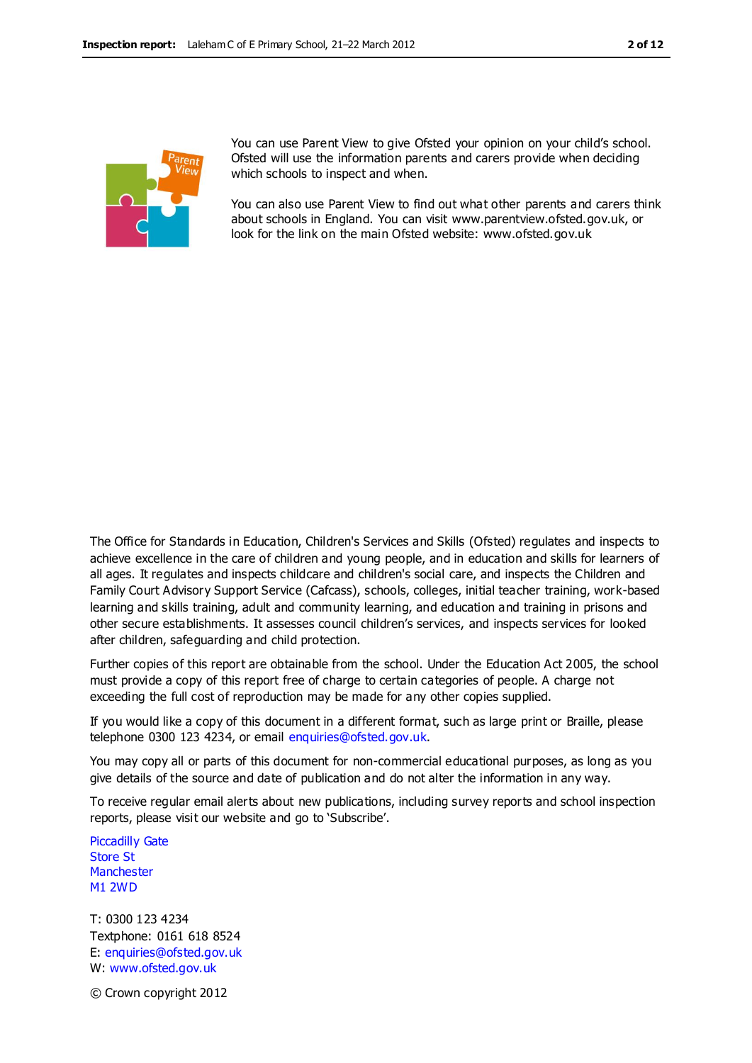You can use Parent View to give Ofsted your opinion on your child's school. Ofsted will use the information parents and carers provide when deciding which schools to inspect and when.

You can also use Parent View to find out what other parents and carers think about schools in England. You can visit www.parentview.ofsted.gov.uk, or look for the link on the main Ofsted website: www.ofsted.gov.uk

The Office for Standards in Education, Children's Services and Skills (Ofsted) regulates and inspects to achieve excellence in the care of children and young people, and in education and skills for learners of all ages. It regulates and inspects childcare and children's social care, and inspects the Children and Family Court Advisory Support Service (Cafcass), schools, colleges, initial teacher training, work-based learning and skills training, adult and community learning, and education and training in prisons and other secure establishments. It assesses council children's services, and inspects services for looked after children, safeguarding and child protection.

Further copies of this report are obtainable from the school. Under the Education Act 2005, the school must provide a copy of this report free of charge to certain categories of people. A charge not exceeding the full cost of reproduction may be made for any other copies supplied.

If you would like a copy of this document in a different format, such as large print or Braille, please telephone 0300 123 4234, or email enquiries@ofsted.gov.uk.

You may copy all or parts of this document for non-commercial educational purposes, as long as you give details of the source and date of publication and do not alter the information in any way.

To receive regular email alerts about new publications, including survey reports and school inspection reports, please visit our website and go to 'Subscribe'.

Piccadilly Gate
Store St
Manchester
M1 2WD

T: 0300 123 4234
Textphone: 0161 618 8524
E: enquiries@ofsted.gov.uk
W: www.ofsted.gov.uk

© Crown copyright 2012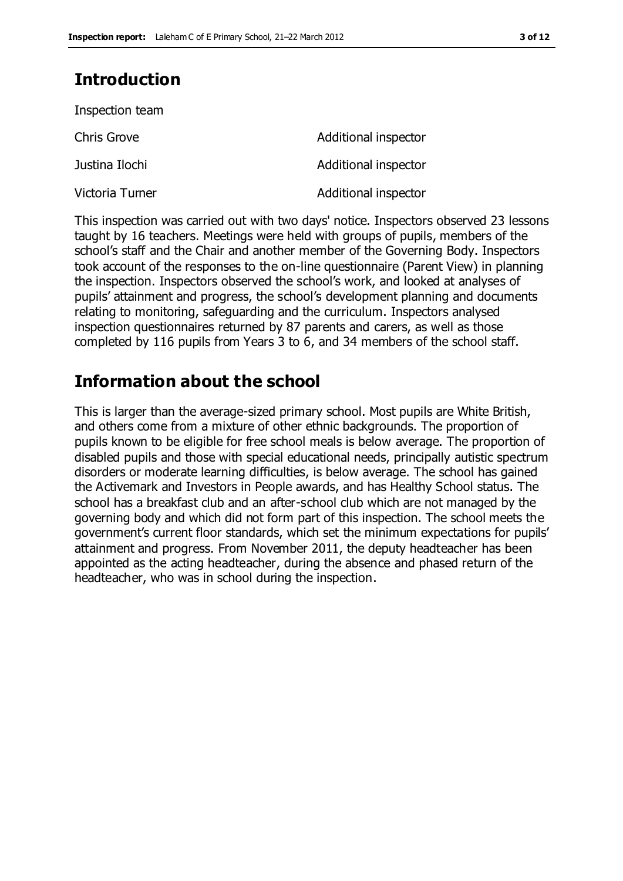## Introduction

Inspection team

| | |
|---|---|
| Chris Grove | Additional inspector |
| Justina Ilochi | Additional inspector |
| Victoria Turner | Additional inspector |

This inspection was carried out with two days' notice. Inspectors observed 23 lessons taught by 16 teachers. Meetings were held with groups of pupils, members of the school's staff and the Chair and another member of the Governing Body. Inspectors took account of the responses to the on-line questionnaire (Parent View) in planning the inspection. Inspectors observed the school's work, and looked at analyses of pupils' attainment and progress, the school's development planning and documents relating to monitoring, safeguarding and the curriculum. Inspectors analysed inspection questionnaires returned by 87 parents and carers, as well as those completed by 116 pupils from Years 3 to 6, and 34 members of the school staff.

## Information about the school

This is larger than the average-sized primary school. Most pupils are White British, and others come from a mixture of other ethnic backgrounds. The proportion of pupils known to be eligible for free school meals is below average. The proportion of disabled pupils and those with special educational needs, principally autistic spectrum disorders or moderate learning difficulties, is below average. The school has gained the Activemark and Investors in People awards, and has Healthy School status. The school has a breakfast club and an after-school club which are not managed by the governing body and which did not form part of this inspection. The school meets the government's current floor standards, which set the minimum expectations for pupils' attainment and progress. From November 2011, the deputy headteacher has been appointed as the acting headteacher, during the absence and phased return of the headteacher, who was in school during the inspection.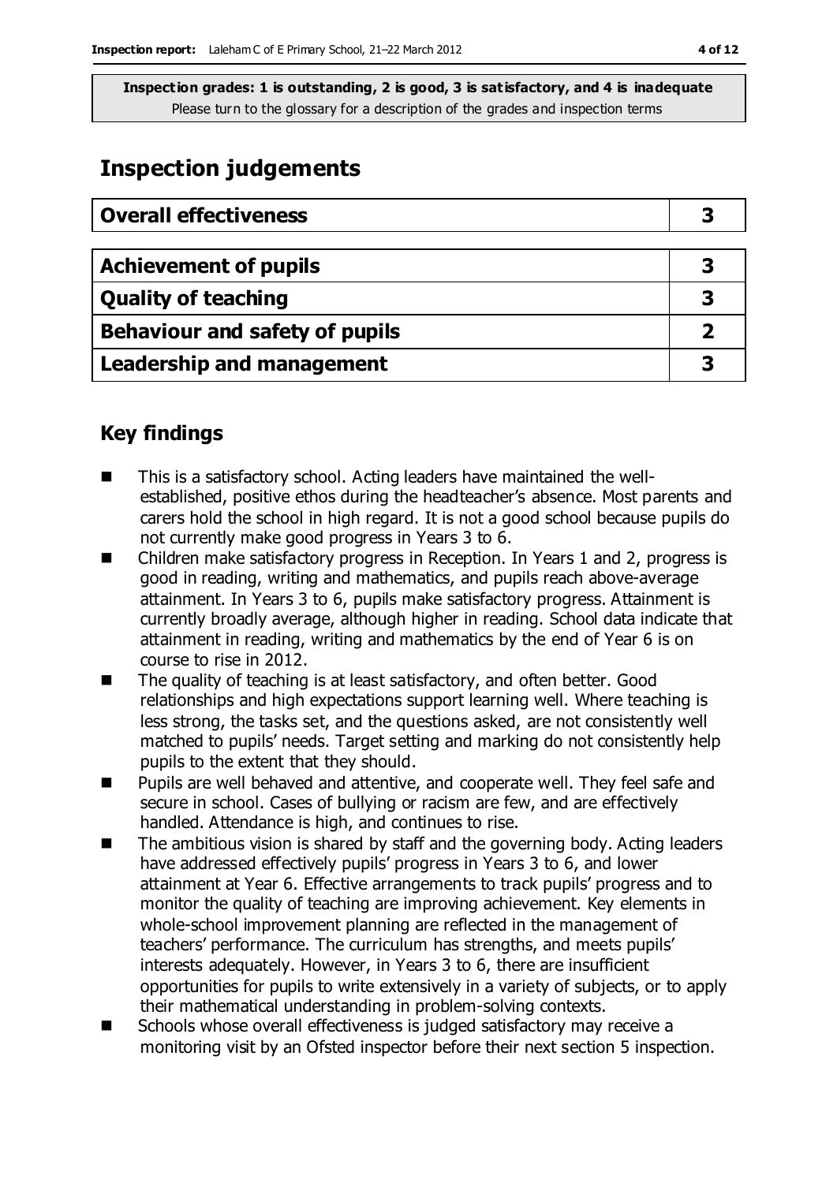**Inspection grades: 1 is outstanding, 2 is good, 3 is satisfactory, and 4 is inadequate**
Please turn to the glossary for a description of the grades and inspection terms

# Inspection judgements

| Overall effectiveness | 3 |
| --- | --- |

| Achievement of pupils | 3 |
| --- | --- |
| Quality of teaching | 3 |
| Behaviour and safety of pupils | 2 |
| Leadership and management | 3 |

## Key findings

- This is a satisfactory school. Acting leaders have maintained the well-established, positive ethos during the headteacher's absence. Most parents and carers hold the school in high regard. It is not a good school because pupils do not currently make good progress in Years 3 to 6.
- Children make satisfactory progress in Reception. In Years 1 and 2, progress is good in reading, writing and mathematics, and pupils reach above-average attainment. In Years 3 to 6, pupils make satisfactory progress. Attainment is currently broadly average, although higher in reading. School data indicate that attainment in reading, writing and mathematics by the end of Year 6 is on course to rise in 2012.
- The quality of teaching is at least satisfactory, and often better. Good relationships and high expectations support learning well. Where teaching is less strong, the tasks set, and the questions asked, are not consistently well matched to pupils' needs. Target setting and marking do not consistently help pupils to the extent that they should.
- Pupils are well behaved and attentive, and cooperate well. They feel safe and secure in school. Cases of bullying or racism are few, and are effectively handled. Attendance is high, and continues to rise.
- The ambitious vision is shared by staff and the governing body. Acting leaders have addressed effectively pupils' progress in Years 3 to 6, and lower attainment at Year 6. Effective arrangements to track pupils' progress and to monitor the quality of teaching are improving achievement. Key elements in whole-school improvement planning are reflected in the management of teachers' performance. The curriculum has strengths, and meets pupils' interests adequately. However, in Years 3 to 6, there are insufficient opportunities for pupils to write extensively in a variety of subjects, or to apply their mathematical understanding in problem-solving contexts.
- Schools whose overall effectiveness is judged satisfactory may receive a monitoring visit by an Ofsted inspector before their next section 5 inspection.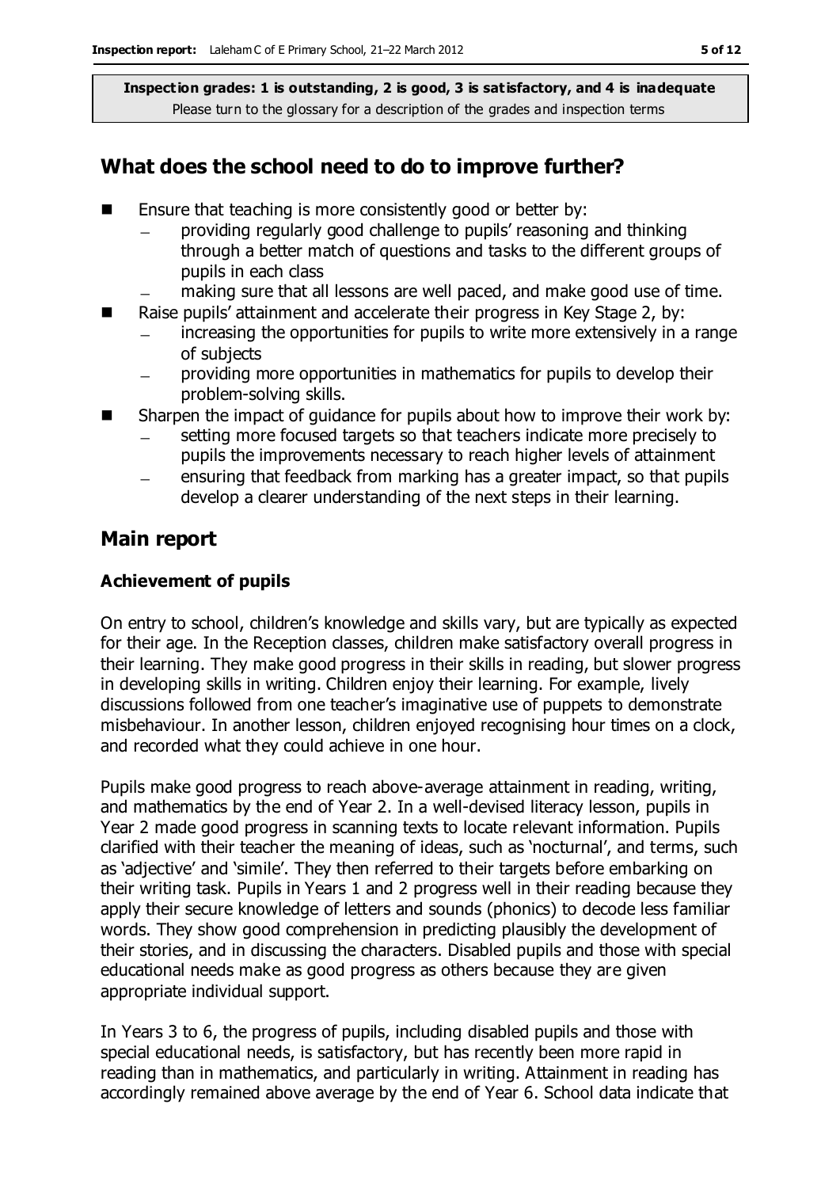**Inspection grades: 1 is outstanding, 2 is good, 3 is satisfactory, and 4 is inadequate**
Please turn to the glossary for a description of the grades and inspection terms

## What does the school need to do to improve further?

- Ensure that teaching is more consistently good or better by:
  - providing regularly good challenge to pupils' reasoning and thinking through a better match of questions and tasks to the different groups of pupils in each class
  - making sure that all lessons are well paced, and make good use of time.
- Raise pupils' attainment and accelerate their progress in Key Stage 2, by:
  - increasing the opportunities for pupils to write more extensively in a range of subjects
  - providing more opportunities in mathematics for pupils to develop their problem-solving skills.
- Sharpen the impact of guidance for pupils about how to improve their work by:
  - setting more focused targets so that teachers indicate more precisely to pupils the improvements necessary to reach higher levels of attainment
  - ensuring that feedback from marking has a greater impact, so that pupils develop a clearer understanding of the next steps in their learning.

## Main report

### Achievement of pupils

On entry to school, children's knowledge and skills vary, but are typically as expected for their age. In the Reception classes, children make satisfactory overall progress in their learning. They make good progress in their skills in reading, but slower progress in developing skills in writing. Children enjoy their learning. For example, lively discussions followed from one teacher's imaginative use of puppets to demonstrate misbehaviour. In another lesson, children enjoyed recognising hour times on a clock, and recorded what they could achieve in one hour.

Pupils make good progress to reach above-average attainment in reading, writing, and mathematics by the end of Year 2. In a well-devised literacy lesson, pupils in Year 2 made good progress in scanning texts to locate relevant information. Pupils clarified with their teacher the meaning of ideas, such as 'nocturnal', and terms, such as 'adjective' and 'simile'. They then referred to their targets before embarking on their writing task. Pupils in Years 1 and 2 progress well in their reading because they apply their secure knowledge of letters and sounds (phonics) to decode less familiar words. They show good comprehension in predicting plausibly the development of their stories, and in discussing the characters. Disabled pupils and those with special educational needs make as good progress as others because they are given appropriate individual support.

In Years 3 to 6, the progress of pupils, including disabled pupils and those with special educational needs, is satisfactory, but has recently been more rapid in reading than in mathematics, and particularly in writing. Attainment in reading has accordingly remained above average by the end of Year 6. School data indicate that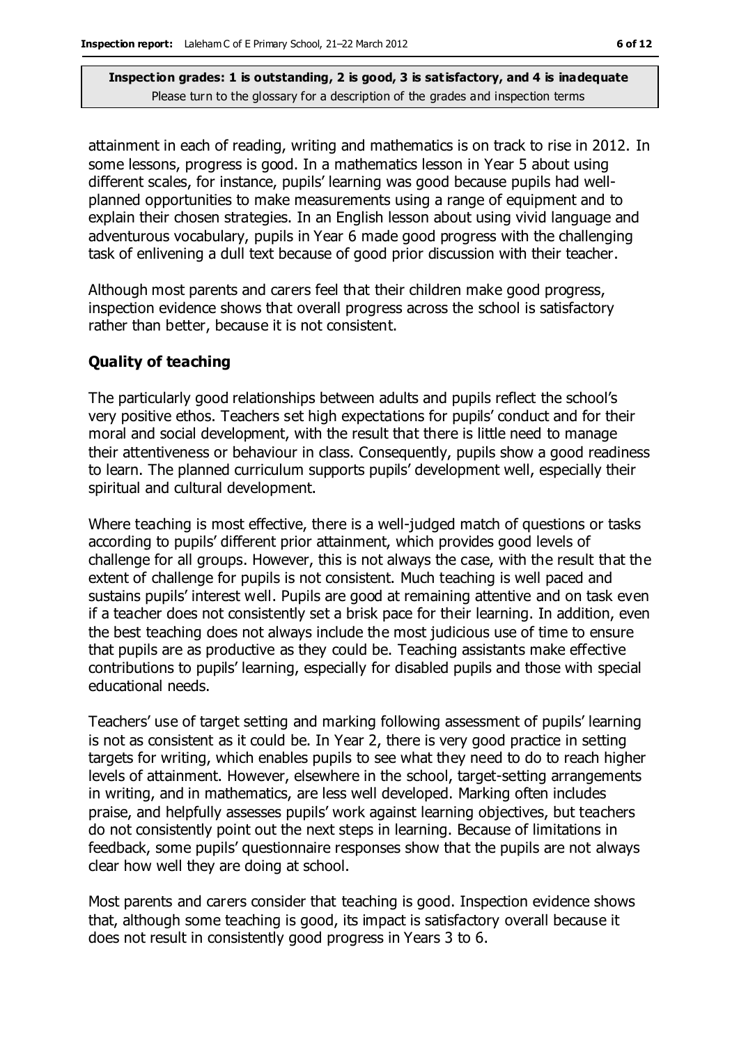attainment in each of reading, writing and mathematics is on track to rise in 2012. In some lessons, progress is good. In a mathematics lesson in Year 5 about using different scales, for instance, pupils' learning was good because pupils had well-planned opportunities to make measurements using a range of equipment and to explain their chosen strategies. In an English lesson about using vivid language and adventurous vocabulary, pupils in Year 6 made good progress with the challenging task of enlivening a dull text because of good prior discussion with their teacher.

Although most parents and carers feel that their children make good progress, inspection evidence shows that overall progress across the school is satisfactory rather than better, because it is not consistent.

### Quality of teaching

The particularly good relationships between adults and pupils reflect the school's very positive ethos. Teachers set high expectations for pupils' conduct and for their moral and social development, with the result that there is little need to manage their attentiveness or behaviour in class. Consequently, pupils show a good readiness to learn. The planned curriculum supports pupils' development well, especially their spiritual and cultural development.

Where teaching is most effective, there is a well-judged match of questions or tasks according to pupils' different prior attainment, which provides good levels of challenge for all groups. However, this is not always the case, with the result that the extent of challenge for pupils is not consistent. Much teaching is well paced and sustains pupils' interest well. Pupils are good at remaining attentive and on task even if a teacher does not consistently set a brisk pace for their learning. In addition, even the best teaching does not always include the most judicious use of time to ensure that pupils are as productive as they could be. Teaching assistants make effective contributions to pupils' learning, especially for disabled pupils and those with special educational needs.

Teachers' use of target setting and marking following assessment of pupils' learning is not as consistent as it could be. In Year 2, there is very good practice in setting targets for writing, which enables pupils to see what they need to do to reach higher levels of attainment. However, elsewhere in the school, target-setting arrangements in writing, and in mathematics, are less well developed. Marking often includes praise, and helpfully assesses pupils' work against learning objectives, but teachers do not consistently point out the next steps in learning. Because of limitations in feedback, some pupils' questionnaire responses show that the pupils are not always clear how well they are doing at school.

Most parents and carers consider that teaching is good. Inspection evidence shows that, although some teaching is good, its impact is satisfactory overall because it does not result in consistently good progress in Years 3 to 6.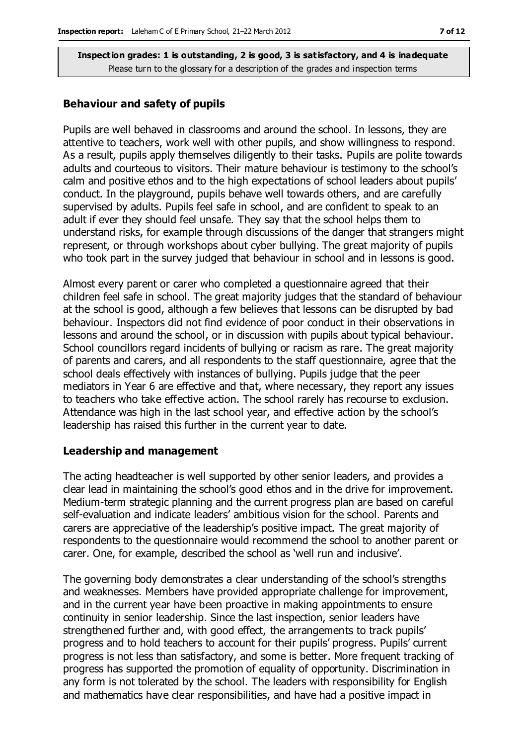**Inspection grades: 1 is outstanding, 2 is good, 3 is satisfactory, and 4 is inadequate**
Please turn to the glossary for a description of the grades and inspection terms

### Behaviour and safety of pupils

Pupils are well behaved in classrooms and around the school. In lessons, they are attentive to teachers, work well with other pupils, and show willingness to respond. As a result, pupils apply themselves diligently to their tasks. Pupils are polite towards adults and courteous to visitors. Their mature behaviour is testimony to the school's calm and positive ethos and to the high expectations of school leaders about pupils' conduct. In the playground, pupils behave well towards others, and are carefully supervised by adults. Pupils feel safe in school, and are confident to speak to an adult if ever they should feel unsafe. They say that the school helps them to understand risks, for example through discussions of the danger that strangers might represent, or through workshops about cyber bullying. The great majority of pupils who took part in the survey judged that behaviour in school and in lessons is good.

Almost every parent or carer who completed a questionnaire agreed that their children feel safe in school. The great majority judges that the standard of behaviour at the school is good, although a few believes that lessons can be disrupted by bad behaviour. Inspectors did not find evidence of poor conduct in their observations in lessons and around the school, or in discussion with pupils about typical behaviour. School councillors regard incidents of bullying or racism as rare. The great majority of parents and carers, and all respondents to the staff questionnaire, agree that the school deals effectively with instances of bullying. Pupils judge that the peer mediators in Year 6 are effective and that, where necessary, they report any issues to teachers who take effective action. The school rarely has recourse to exclusion. Attendance was high in the last school year, and effective action by the school's leadership has raised this further in the current year to date.

### Leadership and management

The acting headteacher is well supported by other senior leaders, and provides a clear lead in maintaining the school's good ethos and in the drive for improvement. Medium-term strategic planning and the current progress plan are based on careful self-evaluation and indicate leaders' ambitious vision for the school. Parents and carers are appreciative of the leadership's positive impact. The great majority of respondents to the questionnaire would recommend the school to another parent or carer. One, for example, described the school as 'well run and inclusive'.

The governing body demonstrates a clear understanding of the school's strengths and weaknesses. Members have provided appropriate challenge for improvement, and in the current year have been proactive in making appointments to ensure continuity in senior leadership. Since the last inspection, senior leaders have strengthened further and, with good effect, the arrangements to track pupils' progress and to hold teachers to account for their pupils' progress. Pupils' current progress is not less than satisfactory, and some is better. More frequent tracking of progress has supported the promotion of equality of opportunity. Discrimination in any form is not tolerated by the school. The leaders with responsibility for English and mathematics have clear responsibilities, and have had a positive impact in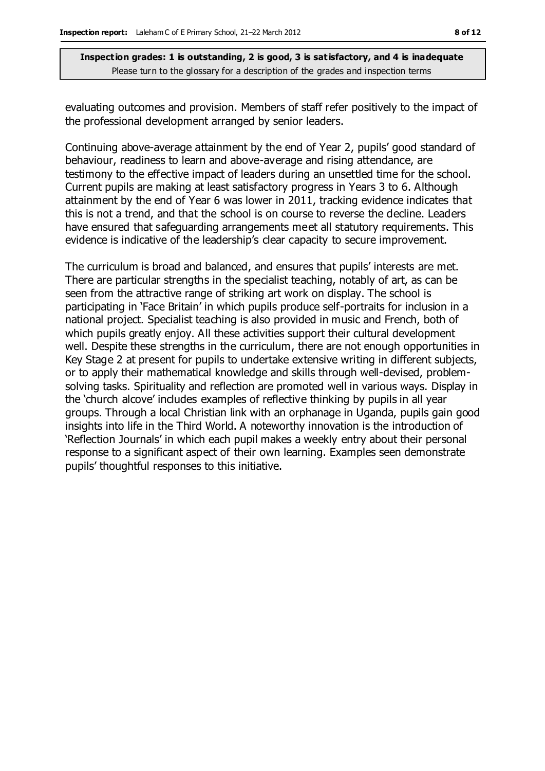evaluating outcomes and provision. Members of staff refer positively to the impact of the professional development arranged by senior leaders.

Continuing above-average attainment by the end of Year 2, pupils' good standard of behaviour, readiness to learn and above-average and rising attendance, are testimony to the effective impact of leaders during an unsettled time for the school. Current pupils are making at least satisfactory progress in Years 3 to 6. Although attainment by the end of Year 6 was lower in 2011, tracking evidence indicates that this is not a trend, and that the school is on course to reverse the decline. Leaders have ensured that safeguarding arrangements meet all statutory requirements. This evidence is indicative of the leadership's clear capacity to secure improvement.

The curriculum is broad and balanced, and ensures that pupils' interests are met. There are particular strengths in the specialist teaching, notably of art, as can be seen from the attractive range of striking art work on display. The school is participating in 'Face Britain' in which pupils produce self-portraits for inclusion in a national project. Specialist teaching is also provided in music and French, both of which pupils greatly enjoy. All these activities support their cultural development well. Despite these strengths in the curriculum, there are not enough opportunities in Key Stage 2 at present for pupils to undertake extensive writing in different subjects, or to apply their mathematical knowledge and skills through well-devised, problem-solving tasks. Spirituality and reflection are promoted well in various ways. Display in the 'church alcove' includes examples of reflective thinking by pupils in all year groups. Through a local Christian link with an orphanage in Uganda, pupils gain good insights into life in the Third World. A noteworthy innovation is the introduction of 'Reflection Journals' in which each pupil makes a weekly entry about their personal response to a significant aspect of their own learning. Examples seen demonstrate pupils' thoughtful responses to this initiative.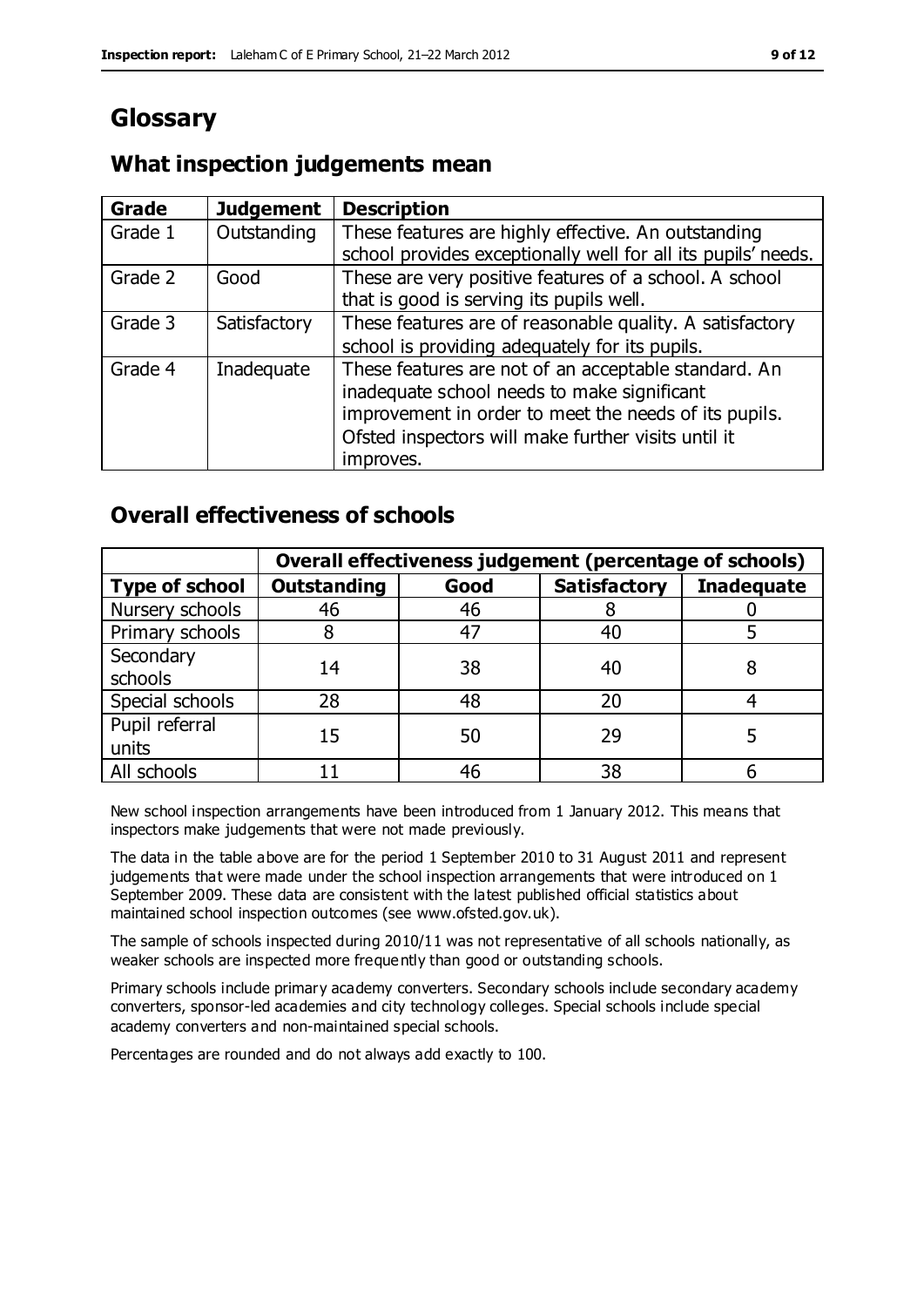# Glossary

## What inspection judgements mean

| Grade | Judgement | Description |
|---|---|---|
| Grade 1 | Outstanding | These features are highly effective. An outstanding school provides exceptionally well for all its pupils' needs. |
| Grade 2 | Good | These are very positive features of a school. A school that is good is serving its pupils well. |
| Grade 3 | Satisfactory | These features are of reasonable quality. A satisfactory school is providing adequately for its pupils. |
| Grade 4 | Inadequate | These features are not of an acceptable standard. An inadequate school needs to make significant improvement in order to meet the needs of its pupils. Ofsted inspectors will make further visits until it improves. |

## Overall effectiveness of schools

| | Overall effectiveness judgement (percentage of schools) | | | |
|---|---|---|---|---|
| **Type of school** | **Outstanding** | **Good** | **Satisfactory** | **Inadequate** |
| Nursery schools | 46 | 46 | 8 | 0 |
| Primary schools | 8 | 47 | 40 | 5 |
| Secondary schools | 14 | 38 | 40 | 8 |
| Special schools | 28 | 48 | 20 | 4 |
| Pupil referral units | 15 | 50 | 29 | 5 |
| All schools | 11 | 46 | 38 | 6 |

New school inspection arrangements have been introduced from 1 January 2012. This means that inspectors make judgements that were not made previously.

The data in the table above are for the period 1 September 2010 to 31 August 2011 and represent judgements that were made under the school inspection arrangements that were introduced on 1 September 2009. These data are consistent with the latest published official statistics about maintained school inspection outcomes (see www.ofsted.gov.uk).

The sample of schools inspected during 2010/11 was not representative of all schools nationally, as weaker schools are inspected more frequently than good or outstanding schools.

Primary schools include primary academy converters. Secondary schools include secondary academy converters, sponsor-led academies and city technology colleges. Special schools include special academy converters and non-maintained special schools.

Percentages are rounded and do not always add exactly to 100.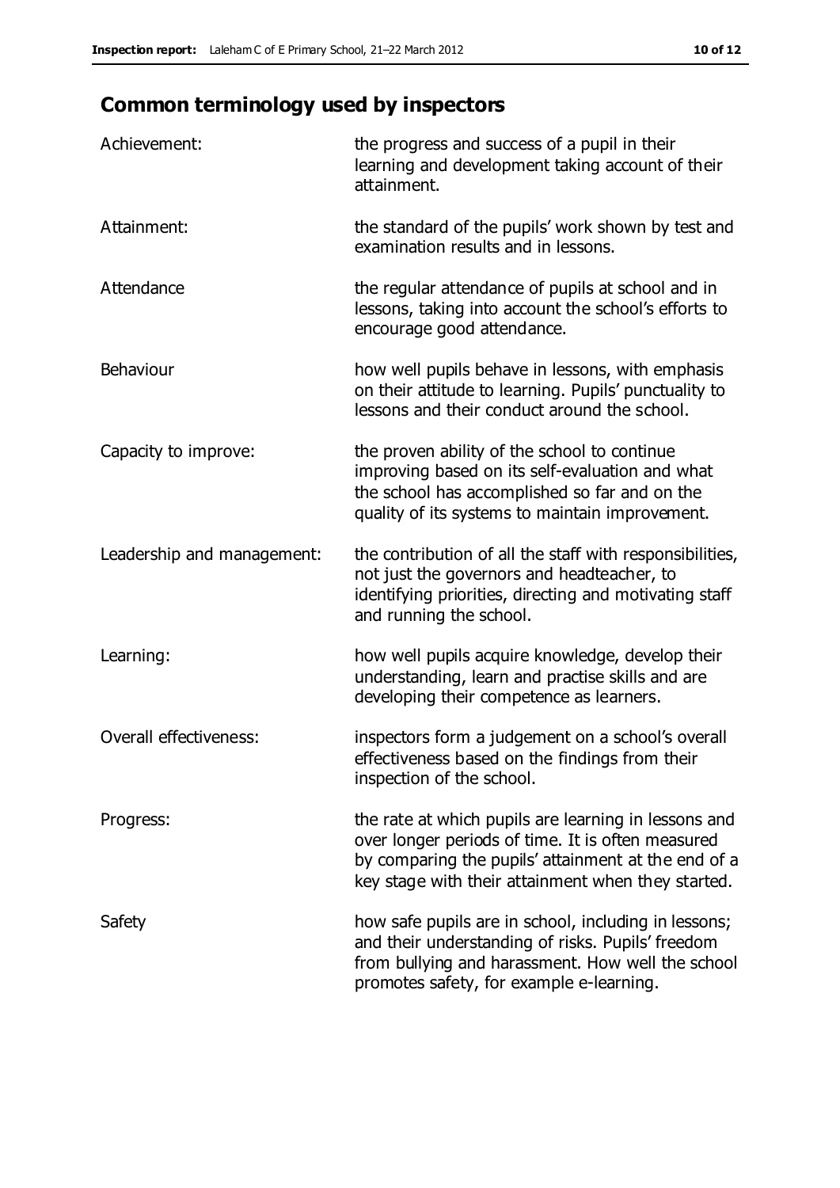## Common terminology used by inspectors

| | |
|---|---|
| Achievement: | the progress and success of a pupil in their learning and development taking account of their attainment. |
| Attainment: | the standard of the pupils' work shown by test and examination results and in lessons. |
| Attendance | the regular attendance of pupils at school and in lessons, taking into account the school's efforts to encourage good attendance. |
| Behaviour | how well pupils behave in lessons, with emphasis on their attitude to learning. Pupils' punctuality to lessons and their conduct around the school. |
| Capacity to improve: | the proven ability of the school to continue improving based on its self-evaluation and what the school has accomplished so far and on the quality of its systems to maintain improvement. |
| Leadership and management: | the contribution of all the staff with responsibilities, not just the governors and headteacher, to identifying priorities, directing and motivating staff and running the school. |
| Learning: | how well pupils acquire knowledge, develop their understanding, learn and practise skills and are developing their competence as learners. |
| Overall effectiveness: | inspectors form a judgement on a school's overall effectiveness based on the findings from their inspection of the school. |
| Progress: | the rate at which pupils are learning in lessons and over longer periods of time. It is often measured by comparing the pupils' attainment at the end of a key stage with their attainment when they started. |
| Safety | how safe pupils are in school, including in lessons; and their understanding of risks. Pupils' freedom from bullying and harassment. How well the school promotes safety, for example e-learning. |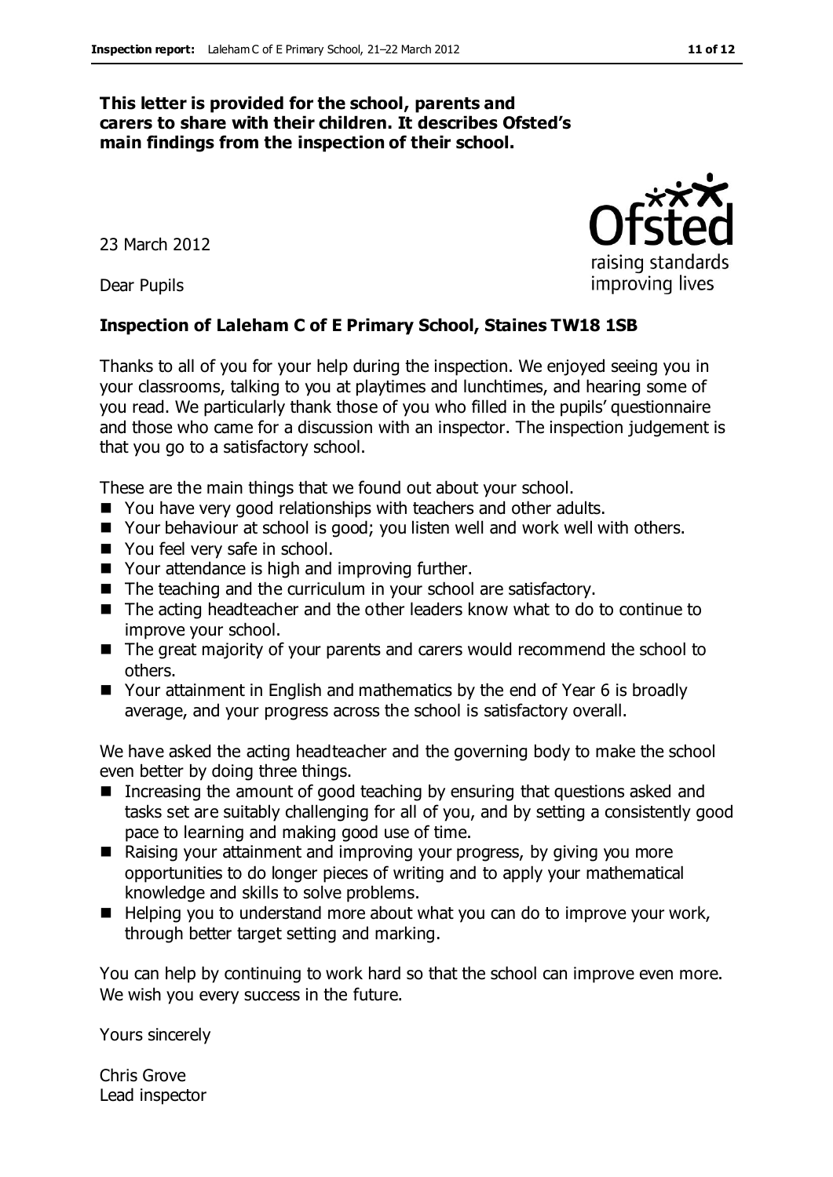**This letter is provided for the school, parents and carers to share with their children. It describes Ofsted's main findings from the inspection of their school.**

23 March 2012

Dear Pupils

**Inspection of Laleham C of E Primary School, Staines TW18 1SB**

Thanks to all of you for your help during the inspection. We enjoyed seeing you in your classrooms, talking to you at playtimes and lunchtimes, and hearing some of you read. We particularly thank those of you who filled in the pupils' questionnaire and those who came for a discussion with an inspector. The inspection judgement is that you go to a satisfactory school.

These are the main things that we found out about your school.

- You have very good relationships with teachers and other adults.
- Your behaviour at school is good; you listen well and work well with others.
- You feel very safe in school.
- Your attendance is high and improving further.
- The teaching and the curriculum in your school are satisfactory.
- The acting headteacher and the other leaders know what to do to continue to improve your school.
- The great majority of your parents and carers would recommend the school to others.
- Your attainment in English and mathematics by the end of Year 6 is broadly average, and your progress across the school is satisfactory overall.

We have asked the acting headteacher and the governing body to make the school even better by doing three things.

- Increasing the amount of good teaching by ensuring that questions asked and tasks set are suitably challenging for all of you, and by setting a consistently good pace to learning and making good use of time.
- Raising your attainment and improving your progress, by giving you more opportunities to do longer pieces of writing and to apply your mathematical knowledge and skills to solve problems.
- Helping you to understand more about what you can do to improve your work, through better target setting and marking.

You can help by continuing to work hard so that the school can improve even more. We wish you every success in the future.

Yours sincerely

Chris Grove
Lead inspector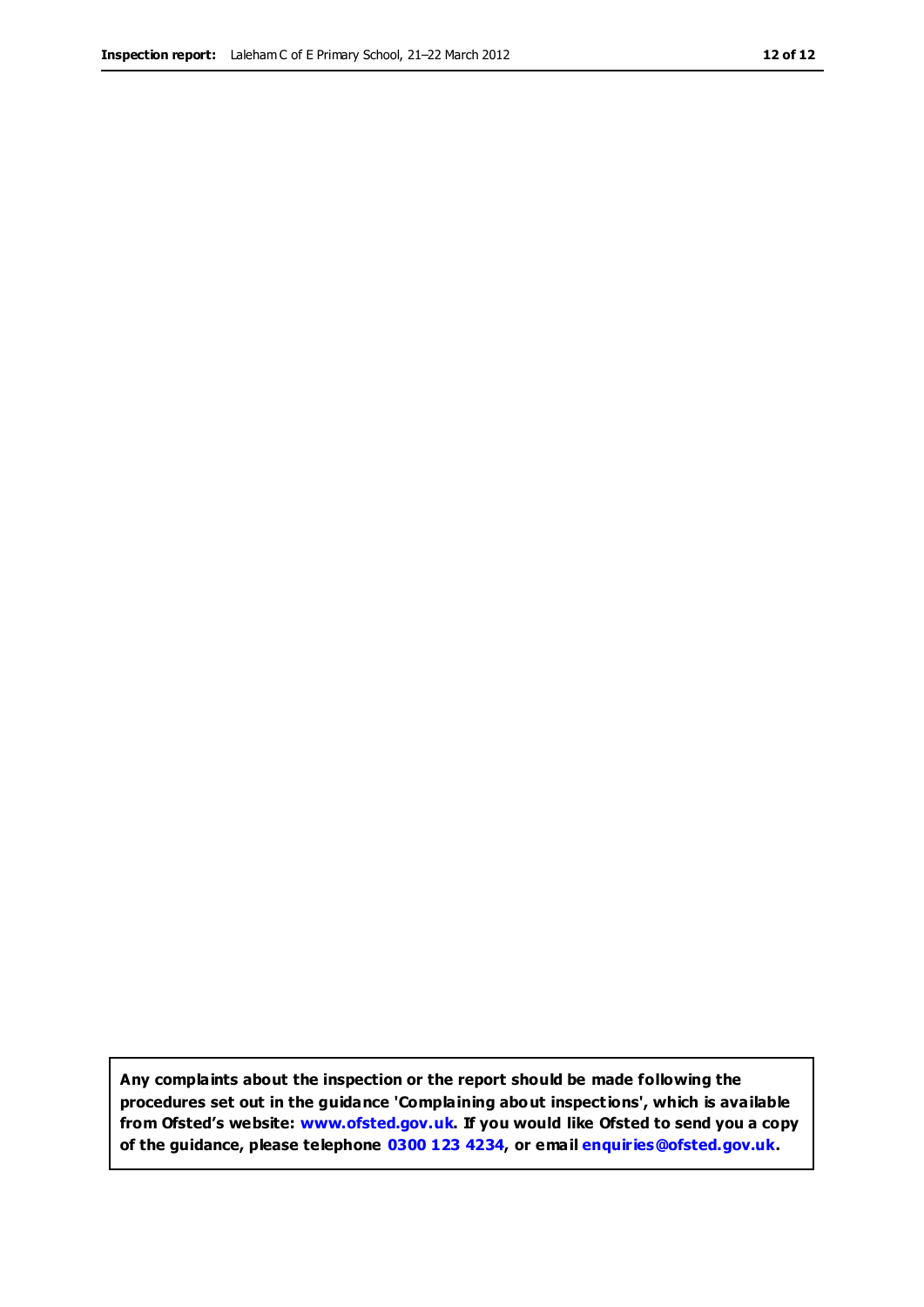**Any complaints about the inspection or the report should be made following the procedures set out in the guidance 'Complaining about inspections', which is available from Ofsted's website: www.ofsted.gov.uk. If you would like Ofsted to send you a copy of the guidance, please telephone 0300 123 4234, or email enquiries@ofsted.gov.uk.**